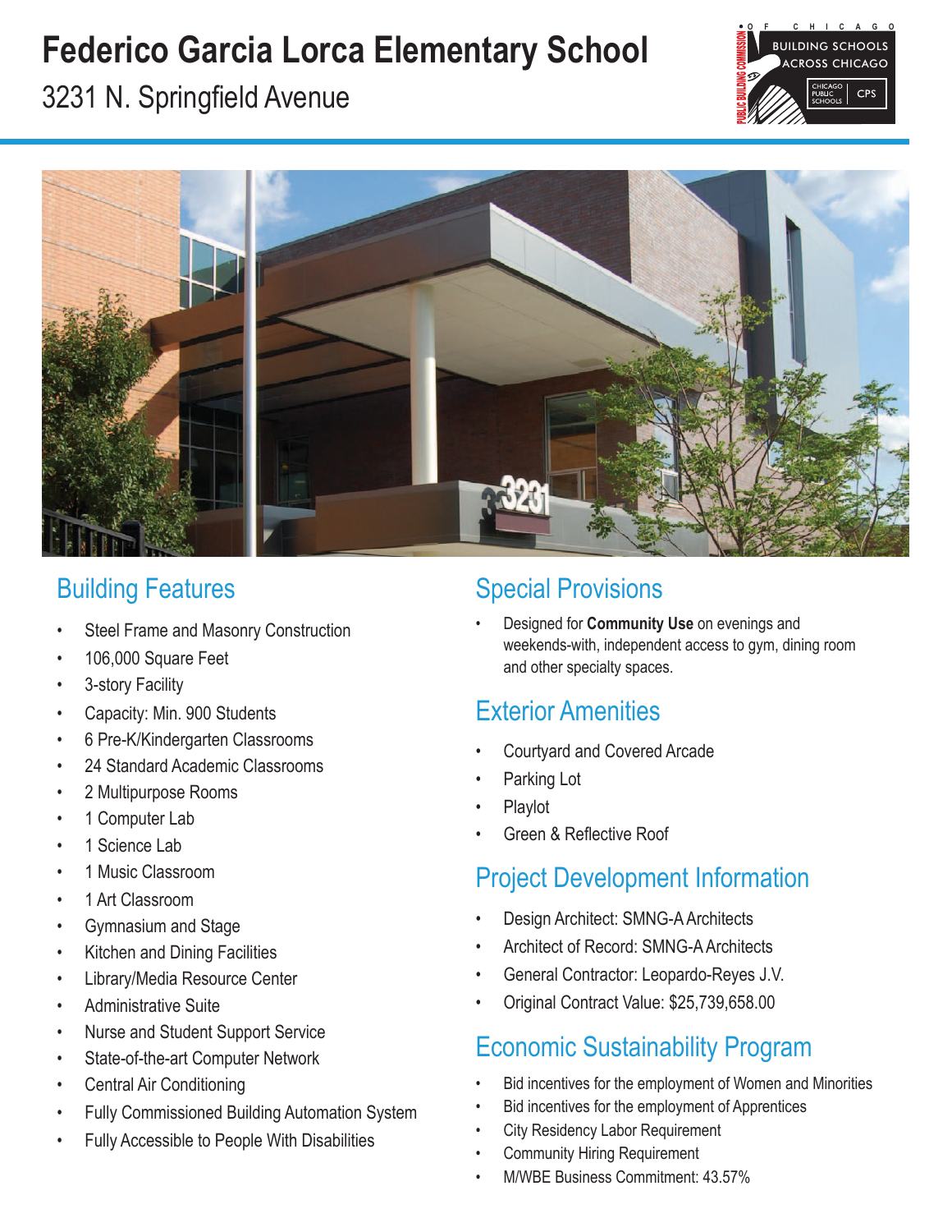# Federico Garcia Lorca Elementary School

3231 N. Springfield Avenue

## Building Features

- Steel Frame and Masonry Construction
- 106,000 Square Feet
- 3-story Facility
- Capacity: Min. 900 Students
- 6 Pre-K/Kindergarten Classrooms
- 24 Standard Academic Classrooms
- 2 Multipurpose Rooms
- 1 Computer Lab
- 1 Science Lab
- 1 Music Classroom
- 1 Art Classroom
- Gymnasium and Stage
- Kitchen and Dining Facilities
- Library/Media Resource Center
- Administrative Suite
- Nurse and Student Support Service
- State-of-the-art Computer Network
- Central Air Conditioning
- Fully Commissioned Building Automation System
- Fully Accessible to People With Disabilities

## Special Provisions

- Designed for **Community Use** on evenings and weekends-with, independent access to gym, dining room and other specialty spaces.

## Exterior Amenities

- Courtyard and Covered Arcade
- Parking Lot
- Playlot
- Green & Reflective Roof

## Project Development Information

- Design Architect: SMNG-A Architects
- Architect of Record: SMNG-A Architects
- General Contractor: Leopardo-Reyes J.V.
- Original Contract Value: $25,739,658.00

## Economic Sustainability Program

- Bid incentives for the employment of Women and Minorities
- Bid incentives for the employment of Apprentices
- City Residency Labor Requirement
- Community Hiring Requirement
- M/WBE Business Commitment: 43.57%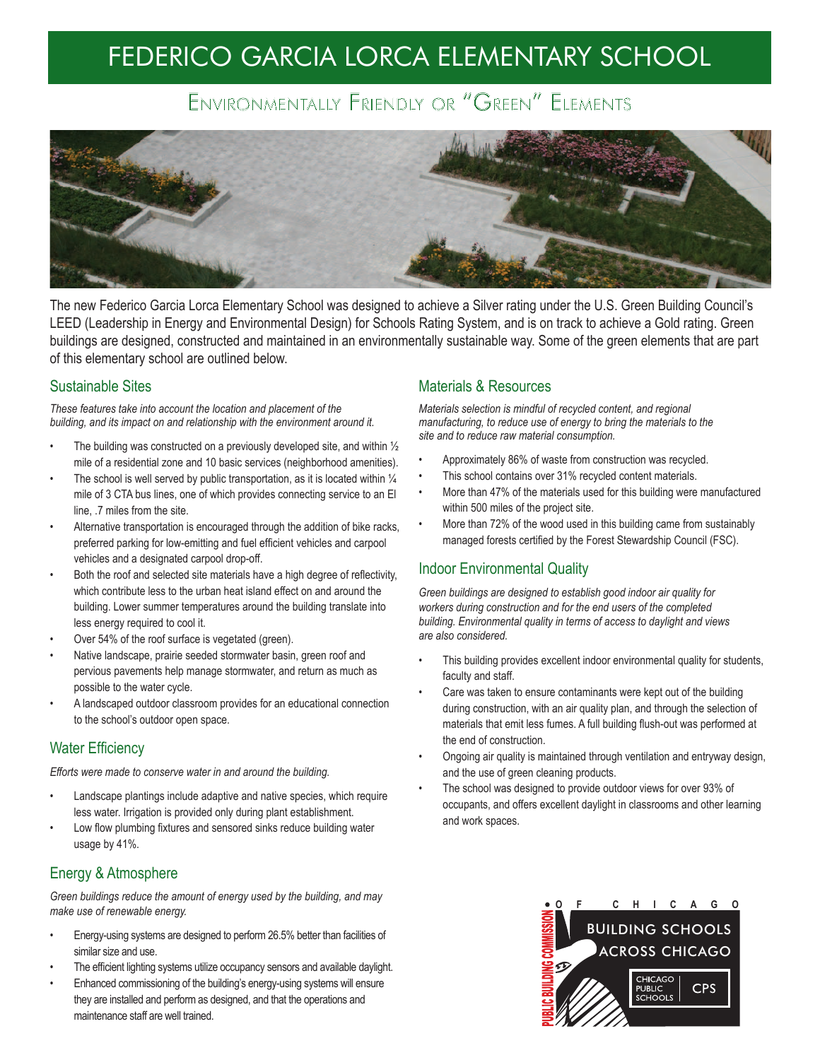# FEDERICO GARCIA LORCA ELEMENTARY SCHOOL

## Environmentally Friendly or "Green" Elements

The new Federico Garcia Lorca Elementary School was designed to achieve a Silver rating under the U.S. Green Building Council's LEED (Leadership in Energy and Environmental Design) for Schools Rating System, and is on track to achieve a Gold rating. Green buildings are designed, constructed and maintained in an environmentally sustainable way. Some of the green elements that are part of this elementary school are outlined below.

### Sustainable Sites

*These features take into account the location and placement of the building, and its impact on and relationship with the environment around it.*

- The building was constructed on a previously developed site, and within ½ mile of a residential zone and 10 basic services (neighborhood amenities).
- The school is well served by public transportation, as it is located within ¼ mile of 3 CTA bus lines, one of which provides connecting service to an El line, .7 miles from the site.
- Alternative transportation is encouraged through the addition of bike racks, preferred parking for low-emitting and fuel efficient vehicles and carpool vehicles and a designated carpool drop-off.
- Both the roof and selected site materials have a high degree of reflectivity, which contribute less to the urban heat island effect on and around the building. Lower summer temperatures around the building translate into less energy required to cool it.
- Over 54% of the roof surface is vegetated (green).
- Native landscape, prairie seeded stormwater basin, green roof and pervious pavements help manage stormwater, and return as much as possible to the water cycle.
- A landscaped outdoor classroom provides for an educational connection to the school's outdoor open space.

### Water Efficiency

*Efforts were made to conserve water in and around the building.*

- Landscape plantings include adaptive and native species, which require less water. Irrigation is provided only during plant establishment.
- Low flow plumbing fixtures and sensored sinks reduce building water usage by 41%.

### Energy & Atmosphere

*Green buildings reduce the amount of energy used by the building, and may make use of renewable energy.*

- Energy-using systems are designed to perform 26.5% better than facilities of similar size and use.
- The efficient lighting systems utilize occupancy sensors and available daylight.
- Enhanced commissioning of the building's energy-using systems will ensure they are installed and perform as designed, and that the operations and maintenance staff are well trained.

### Materials & Resources

*Materials selection is mindful of recycled content, and regional manufacturing, to reduce use of energy to bring the materials to the site and to reduce raw material consumption.*

- Approximately 86% of waste from construction was recycled.
- This school contains over 31% recycled content materials.
- More than 47% of the materials used for this building were manufactured within 500 miles of the project site.
- More than 72% of the wood used in this building came from sustainably managed forests certified by the Forest Stewardship Council (FSC).

### Indoor Environmental Quality

*Green buildings are designed to establish good indoor air quality for workers during construction and for the end users of the completed building. Environmental quality in terms of access to daylight and views are also considered.*

- This building provides excellent indoor environmental quality for students, faculty and staff.
- Care was taken to ensure contaminants were kept out of the building during construction, with an air quality plan, and through the selection of materials that emit less fumes. A full building flush-out was performed at the end of construction.
- Ongoing air quality is maintained through ventilation and entryway design, and the use of green cleaning products.
- The school was designed to provide outdoor views for over 93% of occupants, and offers excellent daylight in classrooms and other learning and work spaces.

PUBLIC BUILDING COMMISSION OF CHICAGO

BUILDING SCHOOLS ACROSS CHICAGO

CHICAGO PUBLIC SCHOOLS CPS